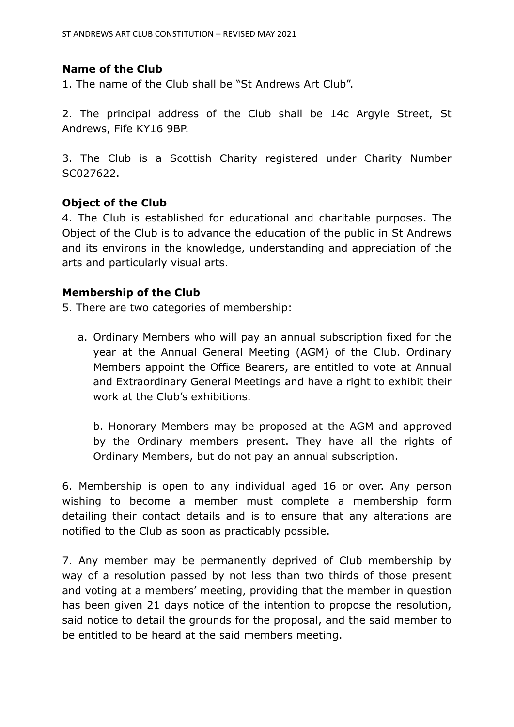**Name of the Club**

1. The name of the Club shall be "St Andrews Art Club".

2. The principal address of the Club shall be 14c Argyle Street, St Andrews, Fife KY16 9BP.

3. The Club is a Scottish Charity registered under Charity Number SC027622.

**Object of the Club**

4. The Club is established for educational and charitable purposes. The Object of the Club is to advance the education of the public in St Andrews and its environs in the knowledge, understanding and appreciation of the arts and particularly visual arts.

**Membership of the Club**

5. There are two categories of membership:

   a. Ordinary Members who will pay an annual subscription fixed for the year at the Annual General Meeting (AGM) of the Club. Ordinary Members appoint the Office Bearers, are entitled to vote at Annual and Extraordinary General Meetings and have a right to exhibit their work at the Club's exhibitions.

   b. Honorary Members may be proposed at the AGM and approved by the Ordinary members present. They have all the rights of Ordinary Members, but do not pay an annual subscription.

6. Membership is open to any individual aged 16 or over. Any person wishing to become a member must complete a membership form detailing their contact details and is to ensure that any alterations are notified to the Club as soon as practicably possible.

7. Any member may be permanently deprived of Club membership by way of a resolution passed by not less than two thirds of those present and voting at a members' meeting, providing that the member in question has been given 21 days notice of the intention to propose the resolution, said notice to detail the grounds for the proposal, and the said member to be entitled to be heard at the said members meeting.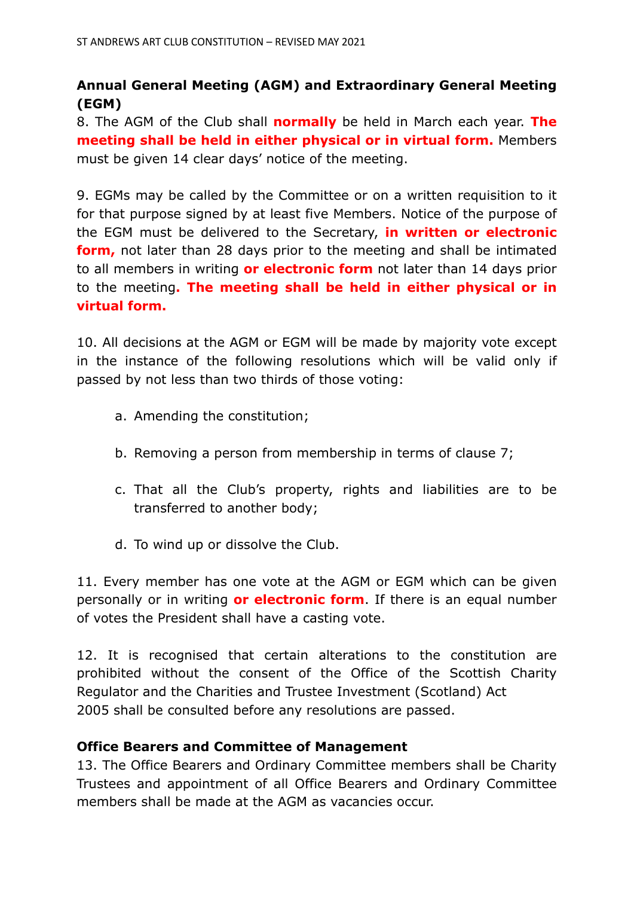**Annual General Meeting (AGM) and Extraordinary General Meeting (EGM)**

8. The AGM of the Club shall **normally** be held in March each year. **The meeting shall be held in either physical or in virtual form.** Members must be given 14 clear days' notice of the meeting.

9. EGMs may be called by the Committee or on a written requisition to it for that purpose signed by at least five Members. Notice of the purpose of the EGM must be delivered to the Secretary, **in written or electronic form,** not later than 28 days prior to the meeting and shall be intimated to all members in writing **or electronic form** not later than 14 days prior to the meeting**. The meeting shall be held in either physical or in virtual form.**

10. All decisions at the AGM or EGM will be made by majority vote except in the instance of the following resolutions which will be valid only if passed by not less than two thirds of those voting:

a. Amending the constitution;

b. Removing a person from membership in terms of clause 7;

c. That all the Club's property, rights and liabilities are to be transferred to another body;

d. To wind up or dissolve the Club.

11. Every member has one vote at the AGM or EGM which can be given personally or in writing **or electronic form**. If there is an equal number of votes the President shall have a casting vote.

12. It is recognised that certain alterations to the constitution are prohibited without the consent of the Office of the Scottish Charity Regulator and the Charities and Trustee Investment (Scotland) Act 2005 shall be consulted before any resolutions are passed.

**Office Bearers and Committee of Management**

13. The Office Bearers and Ordinary Committee members shall be Charity Trustees and appointment of all Office Bearers and Ordinary Committee members shall be made at the AGM as vacancies occur.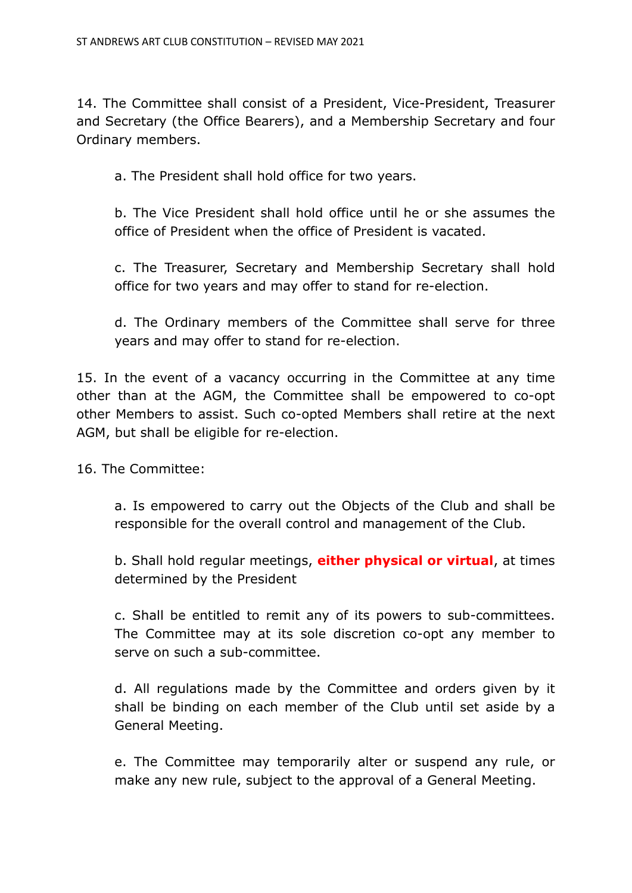14. The Committee shall consist of a President, Vice-President, Treasurer and Secretary (the Office Bearers), and a Membership Secretary and four Ordinary members.

a. The President shall hold office for two years.

b. The Vice President shall hold office until he or she assumes the office of President when the office of President is vacated.

c. The Treasurer, Secretary and Membership Secretary shall hold office for two years and may offer to stand for re-election.

d. The Ordinary members of the Committee shall serve for three years and may offer to stand for re-election.

15. In the event of a vacancy occurring in the Committee at any time other than at the AGM, the Committee shall be empowered to co-opt other Members to assist. Such co-opted Members shall retire at the next AGM, but shall be eligible for re-election.

16. The Committee:

a. Is empowered to carry out the Objects of the Club and shall be responsible for the overall control and management of the Club.

b. Shall hold regular meetings, **either physical or virtual**, at times determined by the President

c. Shall be entitled to remit any of its powers to sub-committees. The Committee may at its sole discretion co-opt any member to serve on such a sub-committee.

d. All regulations made by the Committee and orders given by it shall be binding on each member of the Club until set aside by a General Meeting.

e. The Committee may temporarily alter or suspend any rule, or make any new rule, subject to the approval of a General Meeting.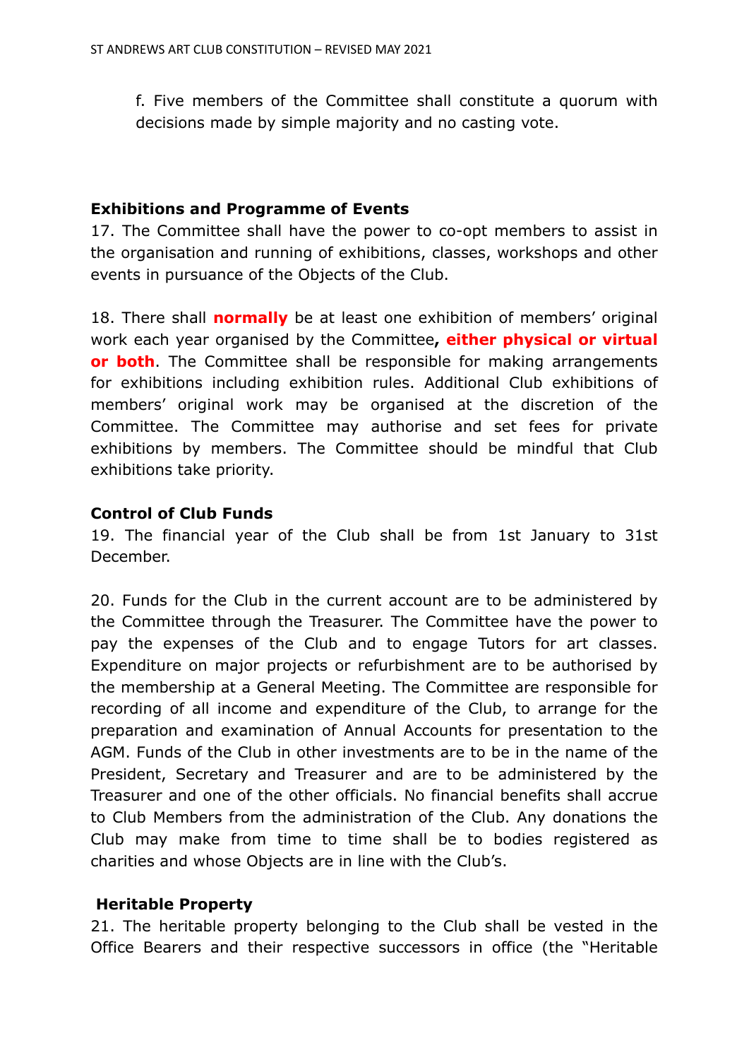f. Five members of the Committee shall constitute a quorum with decisions made by simple majority and no casting vote.

**Exhibitions and Programme of Events**

17. The Committee shall have the power to co-opt members to assist in the organisation and running of exhibitions, classes, workshops and other events in pursuance of the Objects of the Club.

18. There shall **normally** be at least one exhibition of members' original work each year organised by the Committee**, either physical or virtual or both**. The Committee shall be responsible for making arrangements for exhibitions including exhibition rules. Additional Club exhibitions of members' original work may be organised at the discretion of the Committee. The Committee may authorise and set fees for private exhibitions by members. The Committee should be mindful that Club exhibitions take priority.

**Control of Club Funds**

19. The financial year of the Club shall be from 1st January to 31st December.

20. Funds for the Club in the current account are to be administered by the Committee through the Treasurer. The Committee have the power to pay the expenses of the Club and to engage Tutors for art classes. Expenditure on major projects or refurbishment are to be authorised by the membership at a General Meeting. The Committee are responsible for recording of all income and expenditure of the Club, to arrange for the preparation and examination of Annual Accounts for presentation to the AGM. Funds of the Club in other investments are to be in the name of the President, Secretary and Treasurer and are to be administered by the Treasurer and one of the other officials. No financial benefits shall accrue to Club Members from the administration of the Club. Any donations the Club may make from time to time shall be to bodies registered as charities and whose Objects are in line with the Club's.

**Heritable Property**

21. The heritable property belonging to the Club shall be vested in the Office Bearers and their respective successors in office (the "Heritable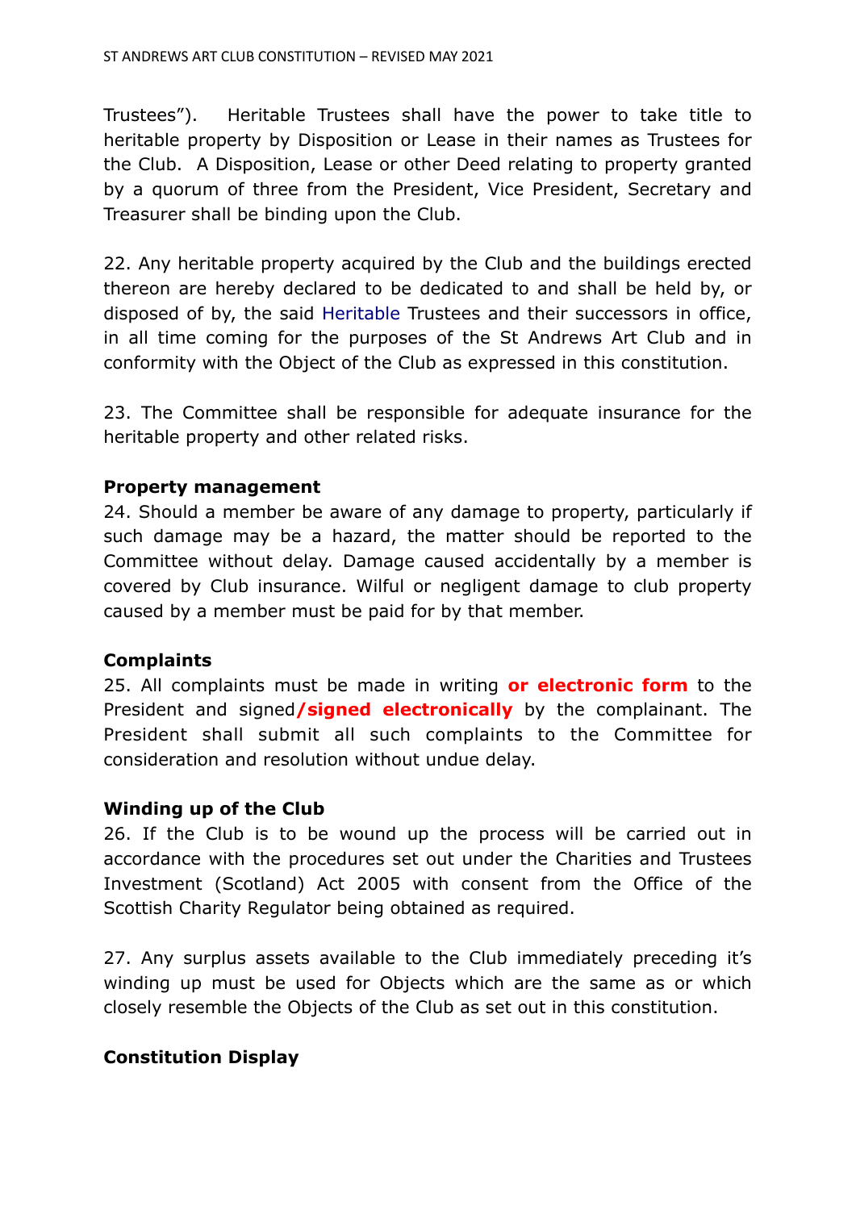Trustees"). Heritable Trustees shall have the power to take title to heritable property by Disposition or Lease in their names as Trustees for the Club. A Disposition, Lease or other Deed relating to property granted by a quorum of three from the President, Vice President, Secretary and Treasurer shall be binding upon the Club.

22. Any heritable property acquired by the Club and the buildings erected thereon are hereby declared to be dedicated to and shall be held by, or disposed of by, the said Heritable Trustees and their successors in office, in all time coming for the purposes of the St Andrews Art Club and in conformity with the Object of the Club as expressed in this constitution.

23. The Committee shall be responsible for adequate insurance for the heritable property and other related risks.

**Property management**

24. Should a member be aware of any damage to property, particularly if such damage may be a hazard, the matter should be reported to the Committee without delay. Damage caused accidentally by a member is covered by Club insurance. Wilful or negligent damage to club property caused by a member must be paid for by that member.

**Complaints**

25. All complaints must be made in writing **or electronic form** to the President and signed**/signed electronically** by the complainant. The President shall submit all such complaints to the Committee for consideration and resolution without undue delay.

**Winding up of the Club**

26. If the Club is to be wound up the process will be carried out in accordance with the procedures set out under the Charities and Trustees Investment (Scotland) Act 2005 with consent from the Office of the Scottish Charity Regulator being obtained as required.

27. Any surplus assets available to the Club immediately preceding it's winding up must be used for Objects which are the same as or which closely resemble the Objects of the Club as set out in this constitution.

**Constitution Display**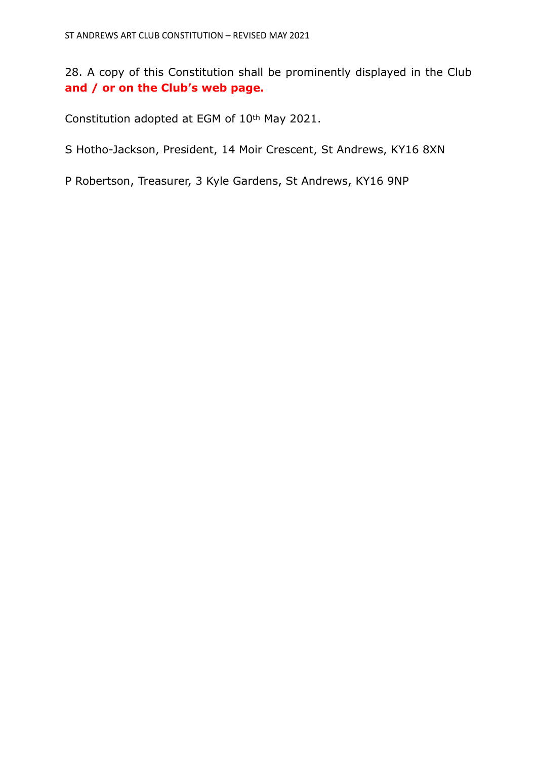28. A copy of this Constitution shall be prominently displayed in the Club **and / or on the Club's web page.**

Constitution adopted at EGM of 10th May 2021.

S Hotho-Jackson, President, 14 Moir Crescent, St Andrews, KY16 8XN

P Robertson, Treasurer, 3 Kyle Gardens, St Andrews, KY16 9NP